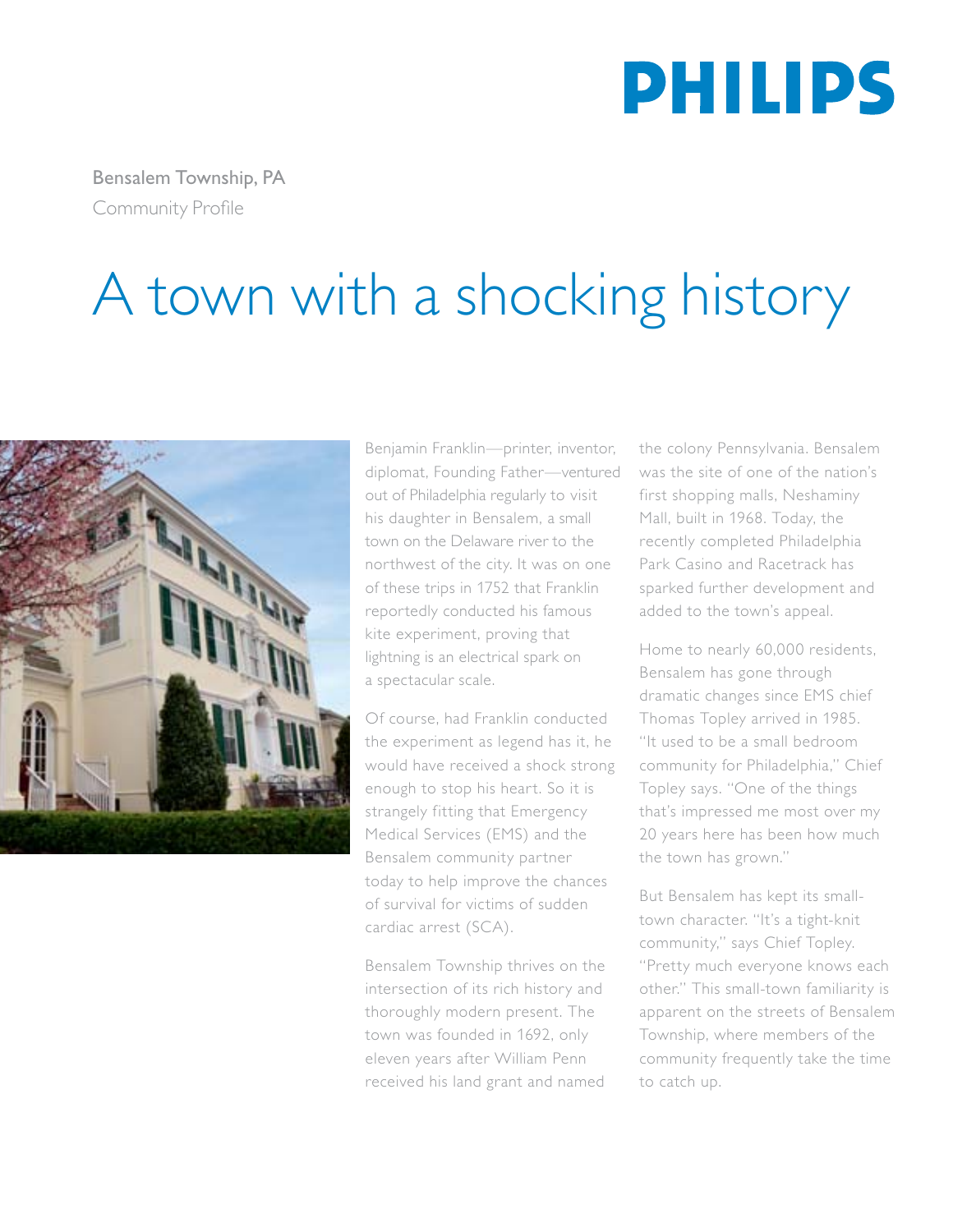PHILIPS

Bensalem Township, PA
Community Profile

# A town with a shocking history

Benjamin Franklin—printer, inventor, diplomat, Founding Father—ventured out of Philadelphia regularly to visit his daughter in Bensalem, a small town on the Delaware river to the northwest of the city. It was on one of these trips in 1752 that Franklin reportedly conducted his famous kite experiment, proving that lightning is an electrical spark on a spectacular scale.

Of course, had Franklin conducted the experiment as legend has it, he would have received a shock strong enough to stop his heart. So it is strangely fitting that Emergency Medical Services (EMS) and the Bensalem community partner today to help improve the chances of survival for victims of sudden cardiac arrest (SCA).

Bensalem Township thrives on the intersection of its rich history and thoroughly modern present. The town was founded in 1692, only eleven years after William Penn received his land grant and named the colony Pennsylvania. Bensalem was the site of one of the nation's first shopping malls, Neshaminy Mall, built in 1968. Today, the recently completed Philadelphia Park Casino and Racetrack has sparked further development and added to the town's appeal.

Home to nearly 60,000 residents, Bensalem has gone through dramatic changes since EMS chief Thomas Topley arrived in 1985. "It used to be a small bedroom community for Philadelphia," Chief Topley says. "One of the things that's impressed me most over my 20 years here has been how much the town has grown."

But Bensalem has kept its small-town character. "It's a tight-knit community," says Chief Topley. "Pretty much everyone knows each other." This small-town familiarity is apparent on the streets of Bensalem Township, where members of the community frequently take the time to catch up.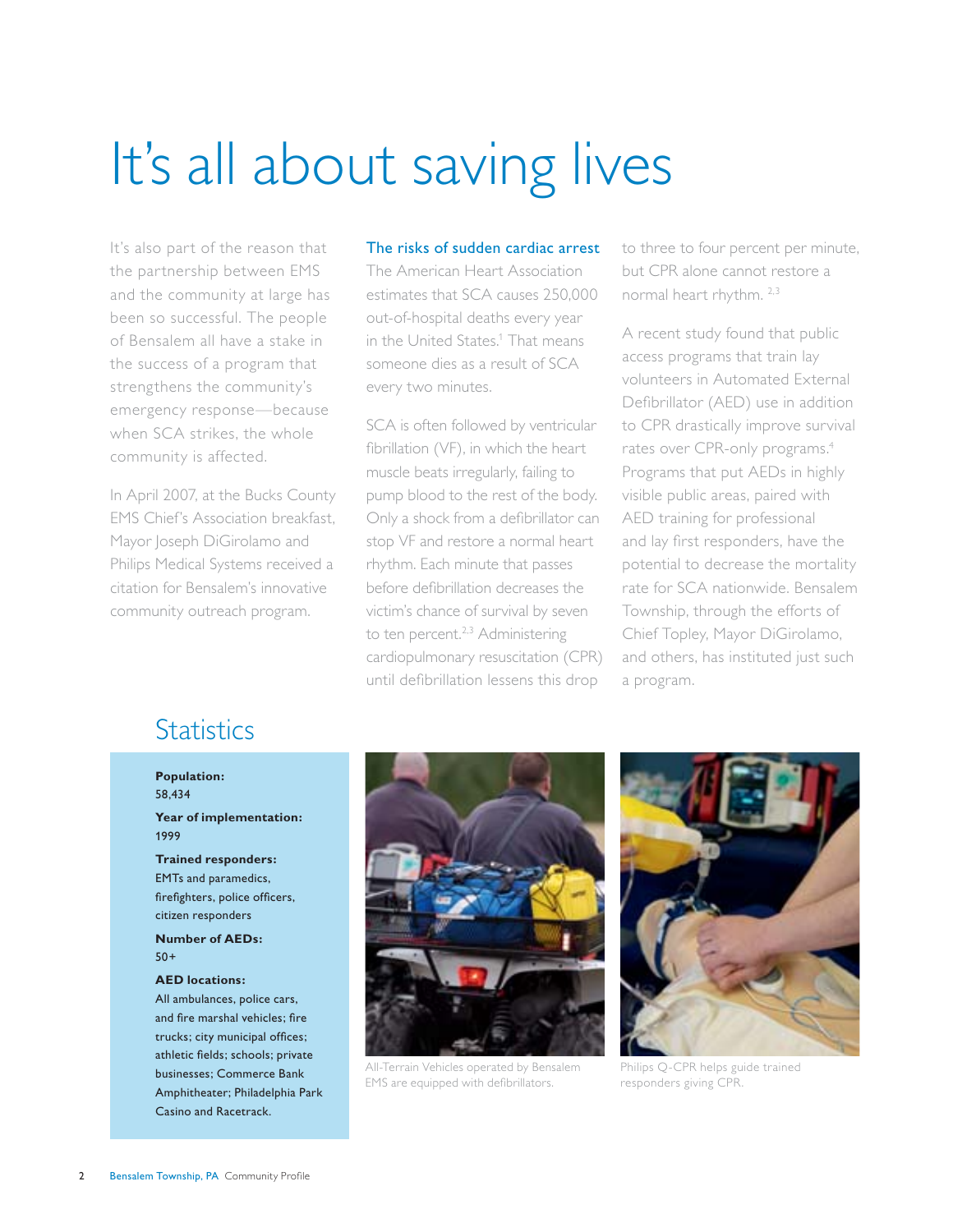# It's all about saving lives

It's also part of the reason that the partnership between EMS and the community at large has been so successful. The people of Bensalem all have a stake in the success of a program that strengthens the community's emergency response—because when SCA strikes, the whole community is affected.

In April 2007, at the Bucks County EMS Chief's Association breakfast, Mayor Joseph DiGirolamo and Philips Medical Systems received a citation for Bensalem's innovative community outreach program.

### The risks of sudden cardiac arrest

The American Heart Association estimates that SCA causes 250,000 out-of-hospital deaths every year in the United States.[1] That means someone dies as a result of SCA every two minutes.

SCA is often followed by ventricular fibrillation (VF), in which the heart muscle beats irregularly, failing to pump blood to the rest of the body. Only a shock from a defibrillator can stop VF and restore a normal heart rhythm. Each minute that passes before defibrillation decreases the victim's chance of survival by seven to ten percent.[2,3] Administering cardiopulmonary resuscitation (CPR) until defibrillation lessens this drop to three to four percent per minute, but CPR alone cannot restore a normal heart rhythm.[2,3]

A recent study found that public access programs that train lay volunteers in Automated External Defibrillator (AED) use in addition to CPR drastically improve survival rates over CPR-only programs.[4] Programs that put AEDs in highly visible public areas, paired with AED training for professional and lay first responders, have the potential to decrease the mortality rate for SCA nationwide. Bensalem Township, through the efforts of Chief Topley, Mayor DiGirolamo, and others, has instituted just such a program.

## Statistics

**Population:**
58,434

**Year of implementation:**
1999

**Trained responders:**
EMTs and paramedics, firefighters, police officers, citizen responders

**Number of AEDs:**
50+

**AED locations:**
All ambulances, police cars, and fire marshal vehicles; fire trucks; city municipal offices; athletic fields; schools; private businesses; Commerce Bank Amphitheater; Philadelphia Park Casino and Racetrack.

All-Terrain Vehicles operated by Bensalem EMS are equipped with defibrillators.

Philips Q-CPR helps guide trained responders giving CPR.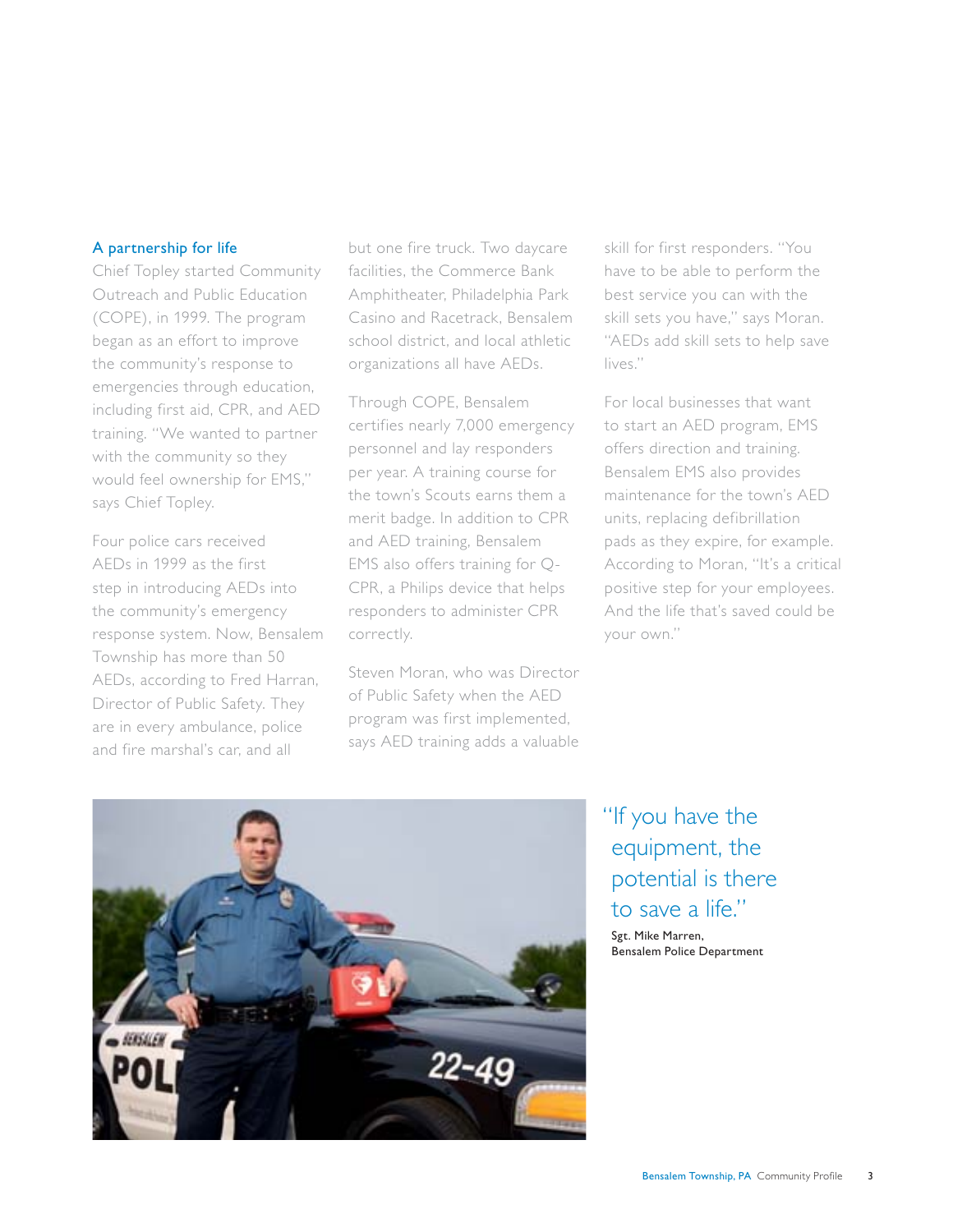## A partnership for life

Chief Topley started Community Outreach and Public Education (COPE), in 1999. The program began as an effort to improve the community's response to emergencies through education, including first aid, CPR, and AED training. "We wanted to partner with the community so they would feel ownership for EMS," says Chief Topley.

Four police cars received AEDs in 1999 as the first step in introducing AEDs into the community's emergency response system. Now, Bensalem Township has more than 50 AEDs, according to Fred Harran, Director of Public Safety. They are in every ambulance, police and fire marshal's car, and all but one fire truck. Two daycare facilities, the Commerce Bank Amphitheater, Philadelphia Park Casino and Racetrack, Bensalem school district, and local athletic organizations all have AEDs.

Through COPE, Bensalem certifies nearly 7,000 emergency personnel and lay responders per year. A training course for the town's Scouts earns them a merit badge. In addition to CPR and AED training, Bensalem EMS also offers training for Q-CPR, a Philips device that helps responders to administer CPR correctly.

Steven Moran, who was Director of Public Safety when the AED program was first implemented, says AED training adds a valuable skill for first responders. "You have to be able to perform the best service you can with the skill sets you have," says Moran. "AEDs add skill sets to help save lives."

For local businesses that want to start an AED program, EMS offers direction and training. Bensalem EMS also provides maintenance for the town's AED units, replacing defibrillation pads as they expire, for example. According to Moran, "It's a critical positive step for your employees. And the life that's saved could be your own."

> "If you have the equipment, the potential is there to save a life."
>
> Sgt. Mike Marren,
> Bensalem Police Department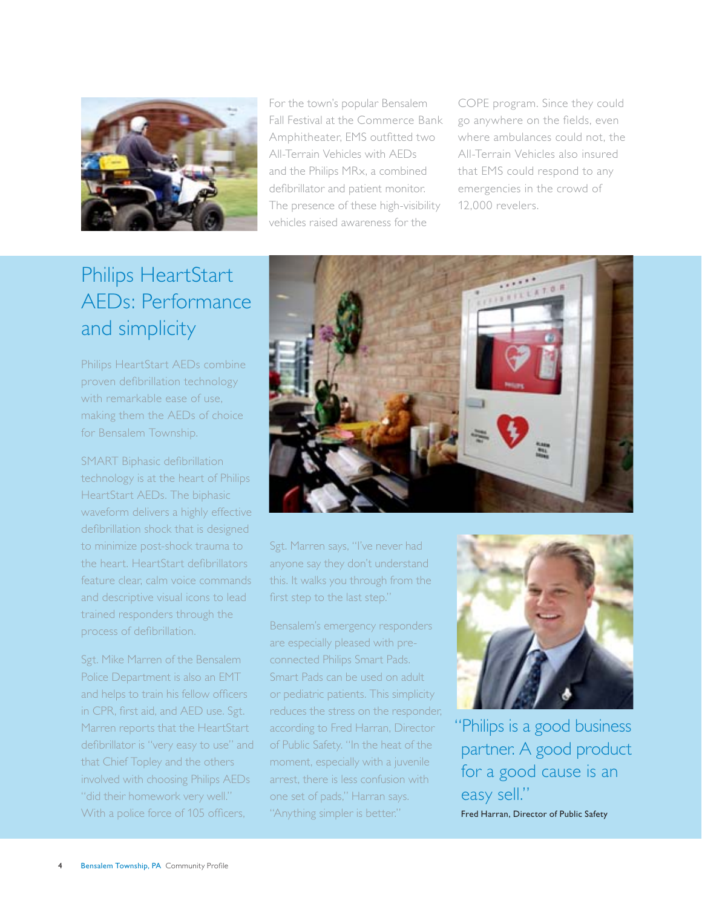For the town's popular Bensalem Fall Festival at the Commerce Bank Amphitheater, EMS outfitted two All-Terrain Vehicles with AEDs and the Philips MRx, a combined defibrillator and patient monitor. The presence of these high-visibility vehicles raised awareness for the COPE program. Since they could go anywhere on the fields, even where ambulances could not, the All-Terrain Vehicles also insured that EMS could respond to any emergencies in the crowd of 12,000 revelers.

## Philips HeartStart AEDs: Performance and simplicity

Philips HeartStart AEDs combine proven defibrillation technology with remarkable ease of use, making them the AEDs of choice for Bensalem Township.

SMART Biphasic defibrillation technology is at the heart of Philips HeartStart AEDs. The biphasic waveform delivers a highly effective defibrillation shock that is designed to minimize post-shock trauma to the heart. HeartStart defibrillators feature clear, calm voice commands and descriptive visual icons to lead trained responders through the process of defibrillation.

Sgt. Mike Marren of the Bensalem Police Department is also an EMT and helps to train his fellow officers in CPR, first aid, and AED use. Sgt. Marren reports that the HeartStart defibrillator is "very easy to use" and that Chief Topley and the others involved with choosing Philips AEDs "did their homework very well." With a police force of 105 officers,

Sgt. Marren says, "I've never had anyone say they don't understand this. It walks you through from the first step to the last step."

Bensalem's emergency responders are especially pleased with pre-connected Philips Smart Pads. Smart Pads can be used on adult or pediatric patients. This simplicity reduces the stress on the responder, according to Fred Harran, Director of Public Safety. "In the heat of the moment, especially with a juvenile arrest, there is less confusion with one set of pads," Harran says. "Anything simpler is better."

"Philips is a good business partner. A good product for a good cause is an easy sell."

Fred Harran, Director of Public Safety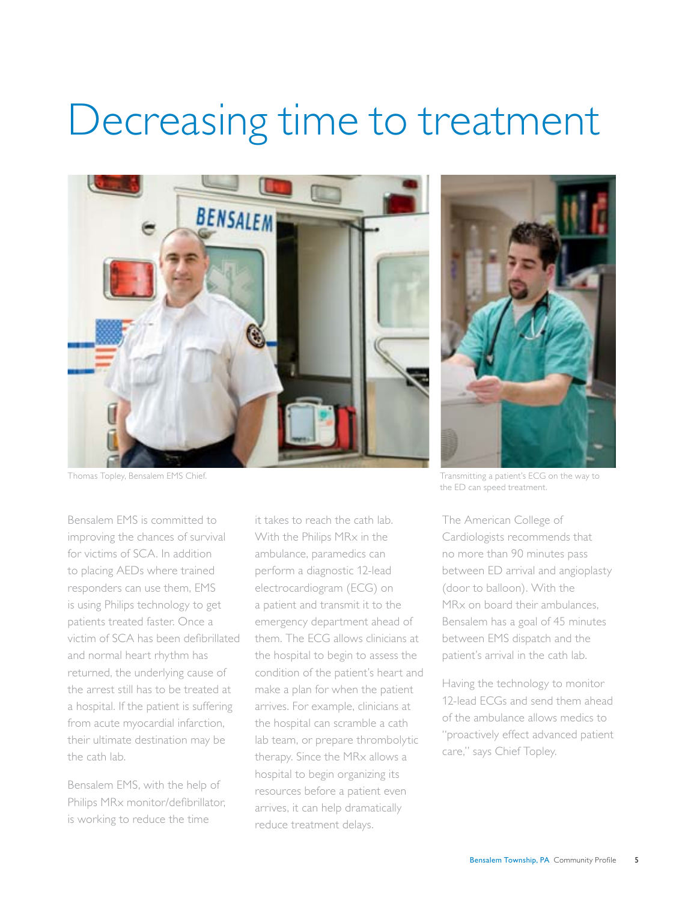# Decreasing time to treatment

Thomas Topley, Bensalem EMS Chief.

Transmitting a patient's ECG on the way to the ED can speed treatment.

Bensalem EMS is committed to improving the chances of survival for victims of SCA. In addition to placing AEDs where trained responders can use them, EMS is using Philips technology to get patients treated faster. Once a victim of SCA has been defibrillated and normal heart rhythm has returned, the underlying cause of the arrest still has to be treated at a hospital. If the patient is suffering from acute myocardial infarction, their ultimate destination may be the cath lab.

Bensalem EMS, with the help of Philips MRx monitor/defibrillator, is working to reduce the time it takes to reach the cath lab. With the Philips MRx in the ambulance, paramedics can perform a diagnostic 12-lead electrocardiogram (ECG) on a patient and transmit it to the emergency department ahead of them. The ECG allows clinicians at the hospital to begin to assess the condition of the patient's heart and make a plan for when the patient arrives. For example, clinicians at the hospital can scramble a cath lab team, or prepare thrombolytic therapy. Since the MRx allows a hospital to begin organizing its resources before a patient even arrives, it can help dramatically reduce treatment delays.

The American College of Cardiologists recommends that no more than 90 minutes pass between ED arrival and angioplasty (door to balloon). With the MRx on board their ambulances, Bensalem has a goal of 45 minutes between EMS dispatch and the patient's arrival in the cath lab.

Having the technology to monitor 12-lead ECGs and send them ahead of the ambulance allows medics to "proactively effect advanced patient care," says Chief Topley.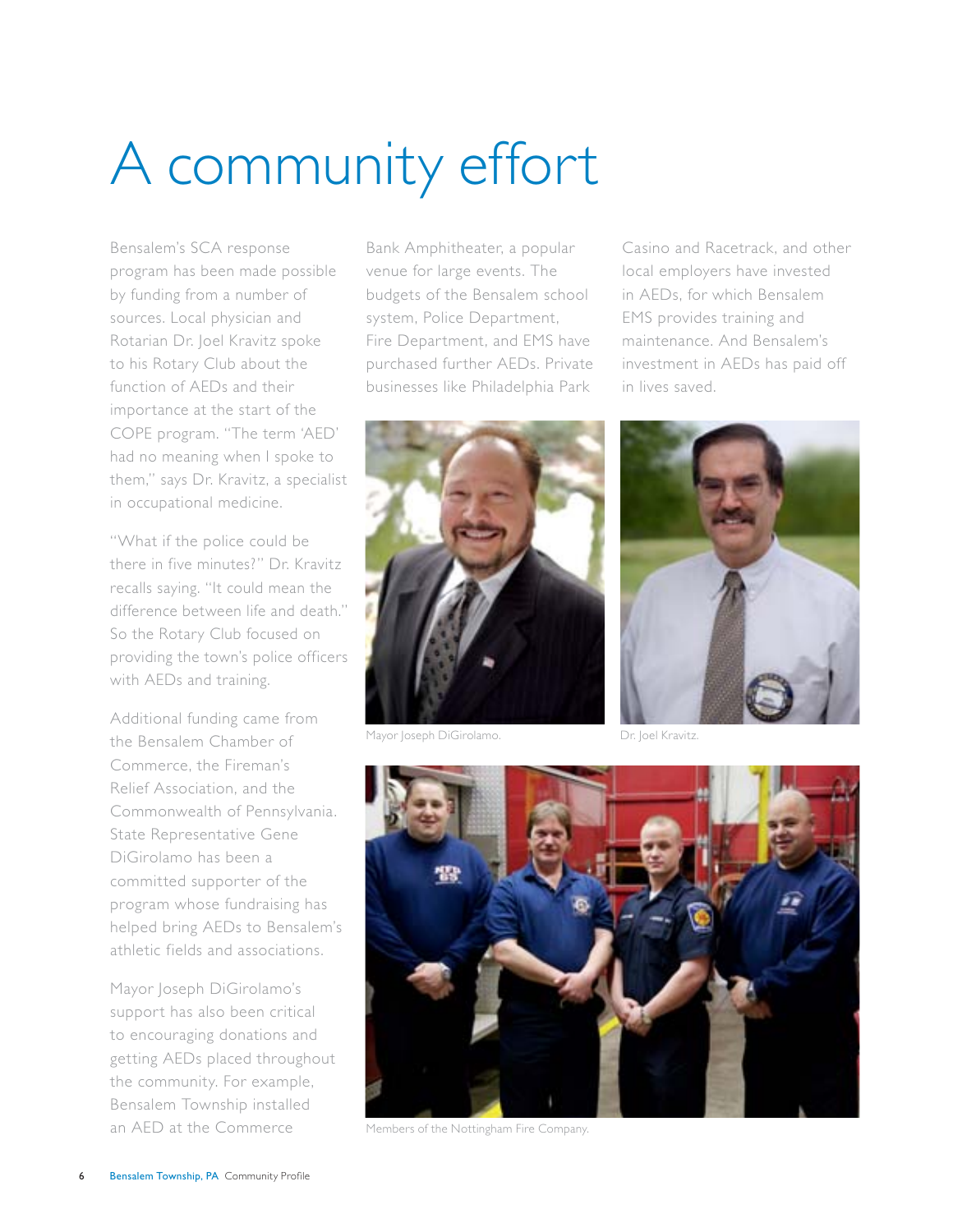# A community effort

Bensalem's SCA response program has been made possible by funding from a number of sources. Local physician and Rotarian Dr. Joel Kravitz spoke to his Rotary Club about the function of AEDs and their importance at the start of the COPE program. "The term 'AED' had no meaning when I spoke to them," says Dr. Kravitz, a specialist in occupational medicine.

"What if the police could be there in five minutes?" Dr. Kravitz recalls saying. "It could mean the difference between life and death." So the Rotary Club focused on providing the town's police officers with AEDs and training.

Additional funding came from the Bensalem Chamber of Commerce, the Fireman's Relief Association, and the Commonwealth of Pennsylvania. State Representative Gene DiGirolamo has been a committed supporter of the program whose fundraising has helped bring AEDs to Bensalem's athletic fields and associations.

Mayor Joseph DiGirolamo's support has also been critical to encouraging donations and getting AEDs placed throughout the community. For example, Bensalem Township installed an AED at the Commerce Bank Amphitheater, a popular venue for large events. The budgets of the Bensalem school system, Police Department, Fire Department, and EMS have purchased further AEDs. Private businesses like Philadelphia Park Casino and Racetrack, and other local employers have invested in AEDs, for which Bensalem EMS provides training and maintenance. And Bensalem's investment in AEDs has paid off in lives saved.

Mayor Joseph DiGirolamo.

Dr. Joel Kravitz.

Members of the Nottingham Fire Company.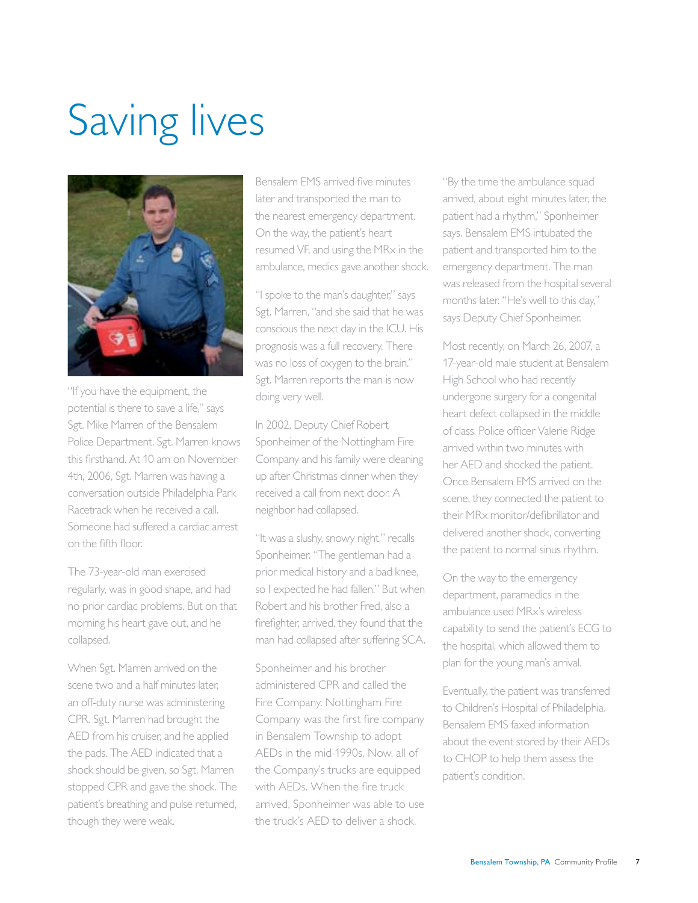# Saving lives

"If you have the equipment, the potential is there to save a life," says Sgt. Mike Marren of the Bensalem Police Department. Sgt. Marren knows this firsthand. At 10 am on November 4th, 2006, Sgt. Marren was having a conversation outside Philadelphia Park Racetrack when he received a call. Someone had suffered a cardiac arrest on the fifth floor.

The 73-year-old man exercised regularly, was in good shape, and had no prior cardiac problems. But on that morning his heart gave out, and he collapsed.

When Sgt. Marren arrived on the scene two and a half minutes later, an off-duty nurse was administering CPR. Sgt. Marren had brought the AED from his cruiser, and he applied the pads. The AED indicated that a shock should be given, so Sgt. Marren stopped CPR and gave the shock. The patient's breathing and pulse returned, though they were weak.

Bensalem EMS arrived five minutes later and transported the man to the nearest emergency department. On the way, the patient's heart resumed VF, and using the MRx in the ambulance, medics gave another shock.

"I spoke to the man's daughter," says Sgt. Marren, "and she said that he was conscious the next day in the ICU. His prognosis was a full recovery. There was no loss of oxygen to the brain." Sgt. Marren reports the man is now doing very well.

In 2002, Deputy Chief Robert Sponheimer of the Nottingham Fire Company and his family were cleaning up after Christmas dinner when they received a call from next door. A neighbor had collapsed.

"It was a slushy, snowy night," recalls Sponheimer. "The gentleman had a prior medical history and a bad knee, so I expected he had fallen." But when Robert and his brother Fred, also a firefighter, arrived, they found that the man had collapsed after suffering SCA.

Sponheimer and his brother administered CPR and called the Fire Company. Nottingham Fire Company was the first fire company in Bensalem Township to adopt AEDs in the mid-1990s. Now, all of the Company's trucks are equipped with AEDs. When the fire truck arrived, Sponheimer was able to use the truck's AED to deliver a shock.

"By the time the ambulance squad arrived, about eight minutes later, the patient had a rhythm," Sponheimer says. Bensalem EMS intubated the patient and transported him to the emergency department. The man was released from the hospital several months later. "He's well to this day," says Deputy Chief Sponheimer.

Most recently, on March 26, 2007, a 17-year-old male student at Bensalem High School who had recently undergone surgery for a congenital heart defect collapsed in the middle of class. Police officer Valerie Ridge arrived within two minutes with her AED and shocked the patient. Once Bensalem EMS arrived on the scene, they connected the patient to their MRx monitor/defibrillator and delivered another shock, converting the patient to normal sinus rhythm.

On the way to the emergency department, paramedics in the ambulance used MRx's wireless capability to send the patient's ECG to the hospital, which allowed them to plan for the young man's arrival.

Eventually, the patient was transferred to Children's Hospital of Philadelphia. Bensalem EMS faxed information about the event stored by their AEDs to CHOP to help them assess the patient's condition.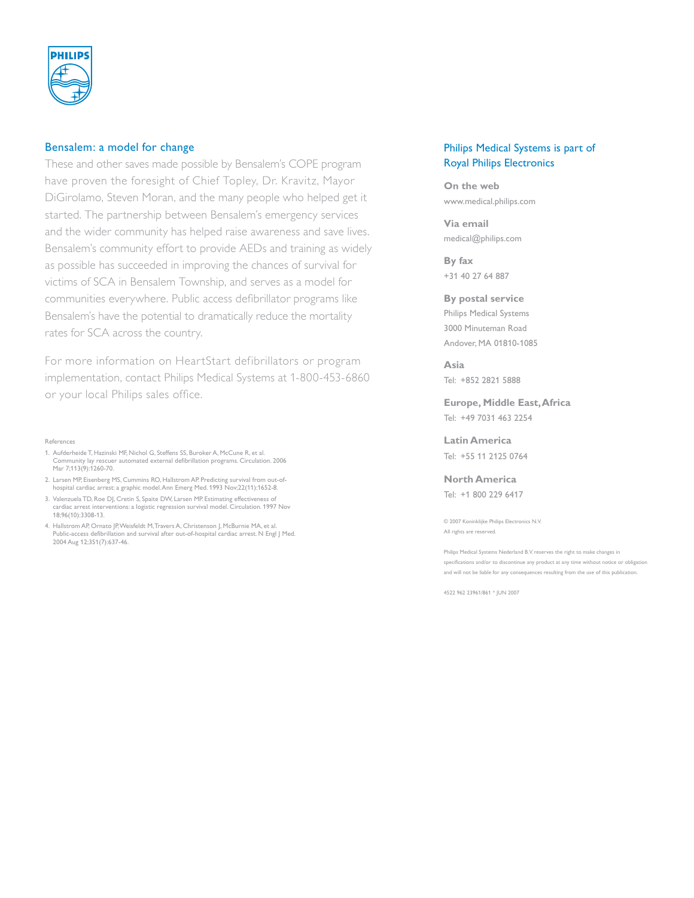PHILIPS

## Bensalem: a model for change

These and other saves made possible by Bensalem's COPE program have proven the foresight of Chief Topley, Dr. Kravitz, Mayor DiGirolamo, Steven Moran, and the many people who helped get it started. The partnership between Bensalem's emergency services and the wider community has helped raise awareness and save lives. Bensalem's community effort to provide AEDs and training as widely as possible has succeeded in improving the chances of survival for victims of SCA in Bensalem Township, and serves as a model for communities everywhere. Public access defibrillator programs like Bensalem's have the potential to dramatically reduce the mortality rates for SCA across the country.

For more information on HeartStart defibrillators or program implementation, contact Philips Medical Systems at 1-800-453-6860 or your local Philips sales office.

References

1. Aufderheide T, Hazinski MF, Nichol G, Steffens SS, Buroker A, McCune R, et al. Community lay rescuer automated external defibrillation programs. Circulation. 2006 Mar 7;113(9):1260-70.
2. Larsen MP, Eisenberg MS, Cummins RO, Hallstrom AP. Predicting survival from out-of-hospital cardiac arrest: a graphic model. Ann Emerg Med. 1993 Nov;22(11):1652-8.
3. Valenzuela TD, Roe DJ, Cretin S, Spaite DW, Larsen MP. Estimating effectiveness of cardiac arrest interventions: a logistic regression survival model. Circulation. 1997 Nov 18;96(10):3308-13.
4. Hallstrom AP, Ornato JP, Weisfeldt M, Travers A, Christenson J, McBurnie MA, et al. Public-access defibrillation and survival after out-of-hospital cardiac arrest. N Engl J Med. 2004 Aug 12;351(7):637-46.

## Philips Medical Systems is part of Royal Philips Electronics

**On the web**
www.medical.philips.com

**Via email**
medical@philips.com

**By fax**
+31 40 27 64 887

**By postal service**
Philips Medical Systems
3000 Minuteman Road
Andover, MA 01810-1085

**Asia**
Tel: +852 2821 5888

**Europe, Middle East, Africa**
Tel: +49 7031 463 2254

**Latin America**
Tel: +55 11 2125 0764

**North America**
Tel: +1 800 229 6417

© 2007 Koninklijke Philips Electronics N.V.
All rights are reserved.

Philips Medical Systems Nederland B.V. reserves the right to make changes in specifications and/or to discontinue any product at any time without notice or obligation and will not be liable for any consequences resulting from the use of this publication.

4522 962 23961/861 * JUN 2007